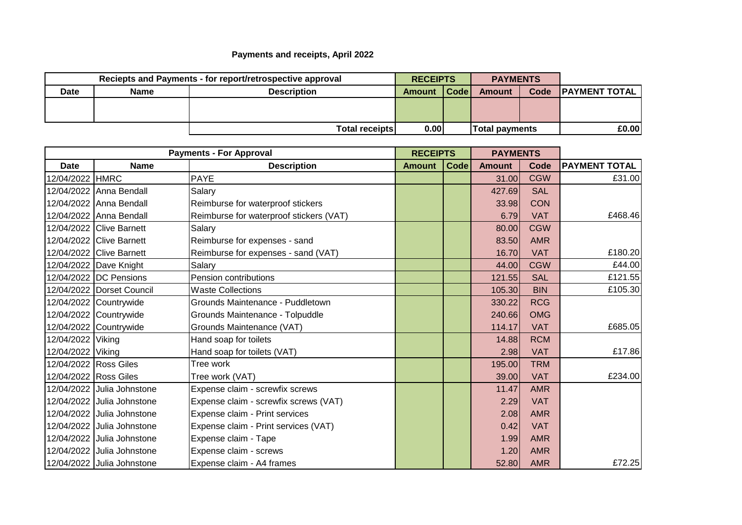# Payments and receipts, April 2022

| Reciepts and Payments - for report/retrospective approval | | | RECEIPTS | | PAYMENTS | | |
|---|---|---|---|---|---|---|---|
| Date | Name | Description | Amount | Code | Amount | Code | PAYMENT TOTAL |
| | | | | | | | |
| | | Total receipts | 0.00 | | Total payments | | £0.00 |

| Payments - For Approval | | | RECEIPTS | | PAYMENTS | | |
|---|---|---|---|---|---|---|---|
| Date | Name | Description | Amount | Code | Amount | Code | PAYMENT TOTAL |
| 12/04/2022 | HMRC | PAYE | | | 31.00 | CGW | £31.00 |
| 12/04/2022 | Anna Bendall | Salary | | | 427.69 | SAL | |
| 12/04/2022 | Anna Bendall | Reimburse for waterproof stickers | | | 33.98 | CON | |
| 12/04/2022 | Anna Bendall | Reimburse for waterproof stickers (VAT) | | | 6.79 | VAT | £468.46 |
| 12/04/2022 | Clive Barnett | Salary | | | 80.00 | CGW | |
| 12/04/2022 | Clive Barnett | Reimburse for expenses - sand | | | 83.50 | AMR | |
| 12/04/2022 | Clive Barnett | Reimburse for expenses - sand (VAT) | | | 16.70 | VAT | £180.20 |
| 12/04/2022 | Dave Knight | Salary | | | 44.00 | CGW | £44.00 |
| 12/04/2022 | DC Pensions | Pension contributions | | | 121.55 | SAL | £121.55 |
| 12/04/2022 | Dorset Council | Waste Collections | | | 105.30 | BIN | £105.30 |
| 12/04/2022 | Countrywide | Grounds Maintenance - Puddletown | | | 330.22 | RCG | |
| 12/04/2022 | Countrywide | Grounds Maintenance - Tolpuddle | | | 240.66 | OMG | |
| 12/04/2022 | Countrywide | Grounds Maintenance (VAT) | | | 114.17 | VAT | £685.05 |
| 12/04/2022 | Viking | Hand soap for toilets | | | 14.88 | RCM | |
| 12/04/2022 | Viking | Hand soap for toilets (VAT) | | | 2.98 | VAT | £17.86 |
| 12/04/2022 | Ross Giles | Tree work | | | 195.00 | TRM | |
| 12/04/2022 | Ross Giles | Tree work (VAT) | | | 39.00 | VAT | £234.00 |
| 12/04/2022 | Julia Johnstone | Expense claim - screwfix screws | | | 11.47 | AMR | |
| 12/04/2022 | Julia Johnstone | Expense claim - screwfix screws (VAT) | | | 2.29 | VAT | |
| 12/04/2022 | Julia Johnstone | Expense claim - Print services | | | 2.08 | AMR | |
| 12/04/2022 | Julia Johnstone | Expense claim - Print services (VAT) | | | 0.42 | VAT | |
| 12/04/2022 | Julia Johnstone | Expense claim - Tape | | | 1.99 | AMR | |
| 12/04/2022 | Julia Johnstone | Expense claim - screws | | | 1.20 | AMR | |
| 12/04/2022 | Julia Johnstone | Expense claim - A4 frames | | | 52.80 | AMR | £72.25 |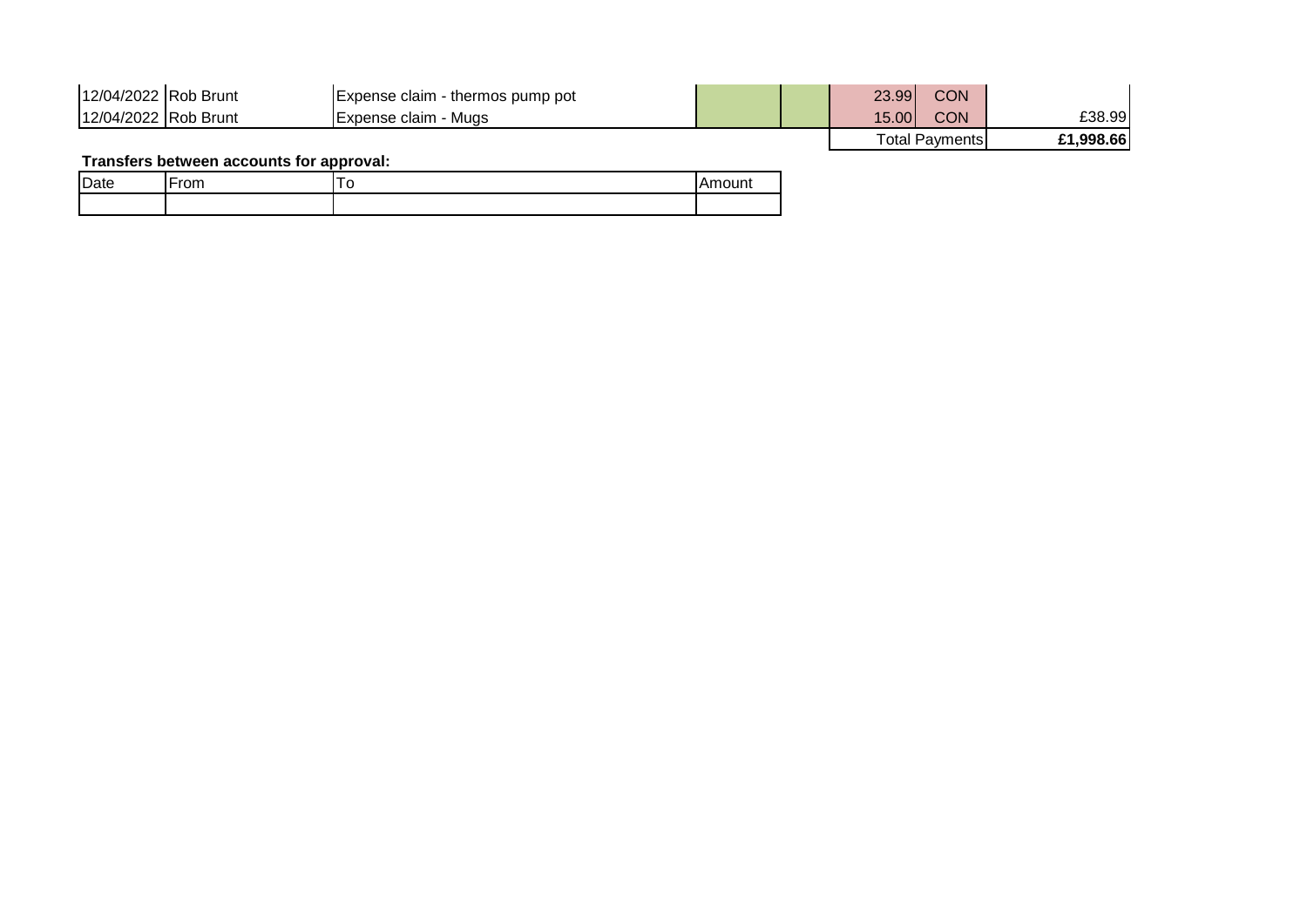| | | | | | | | |
|---|---|---|---|---|---|---|---|
| 12/04/2022 | Rob Brunt | Expense claim - thermos pump pot | | | 23.99 | CON | |
| 12/04/2022 | Rob Brunt | Expense claim - Mugs | | | 15.00 | CON | £38.99 |
| | | | | | Total Payments | | **£1,998.66** |

**Transfers between accounts for approval:**

| Date | From | To | Amount |
|---|---|---|---|
| | | | |